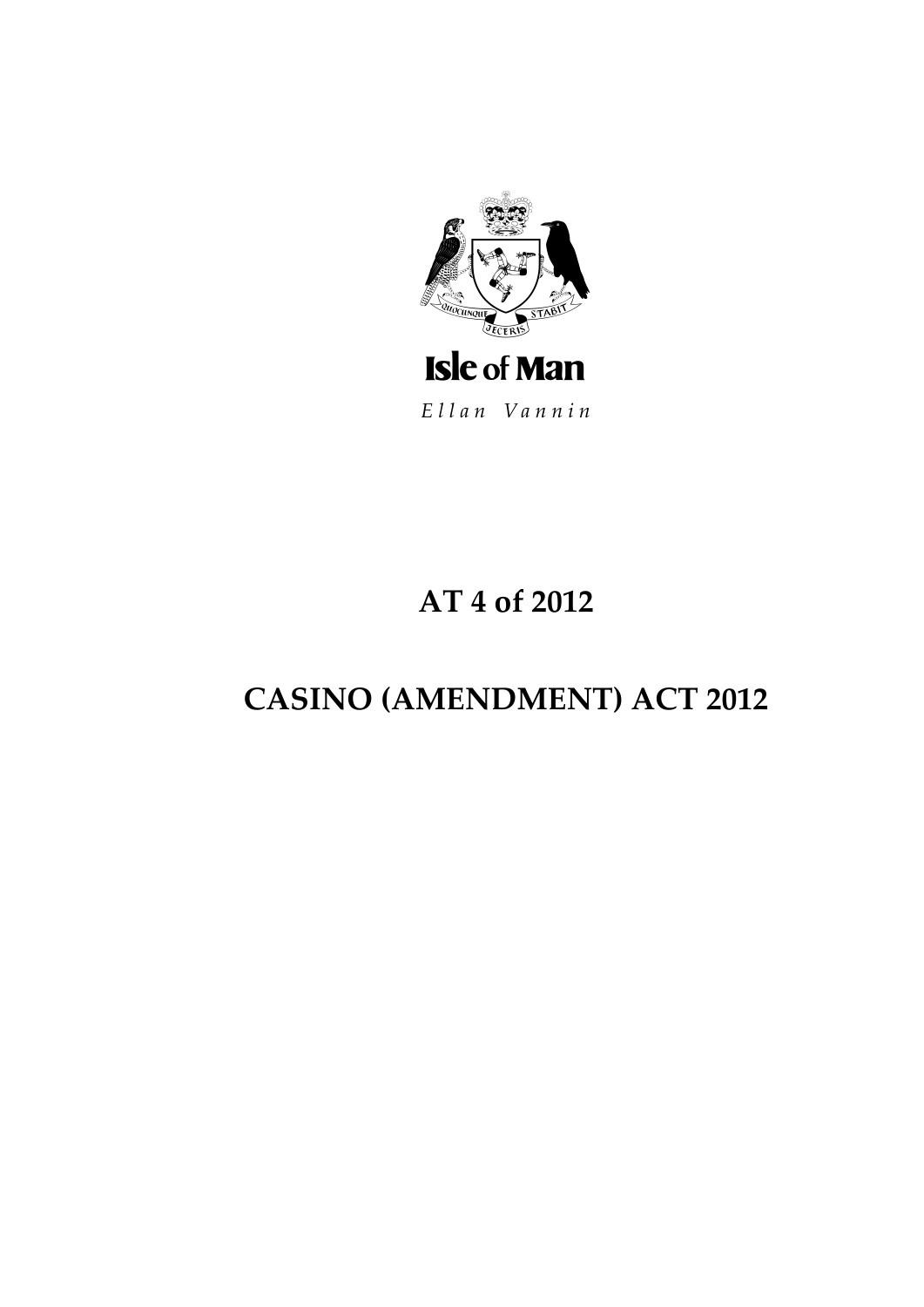Isle of Man

*Ellan Vannin*

# AT 4 of 2012

# CASINO (AMENDMENT) ACT 2012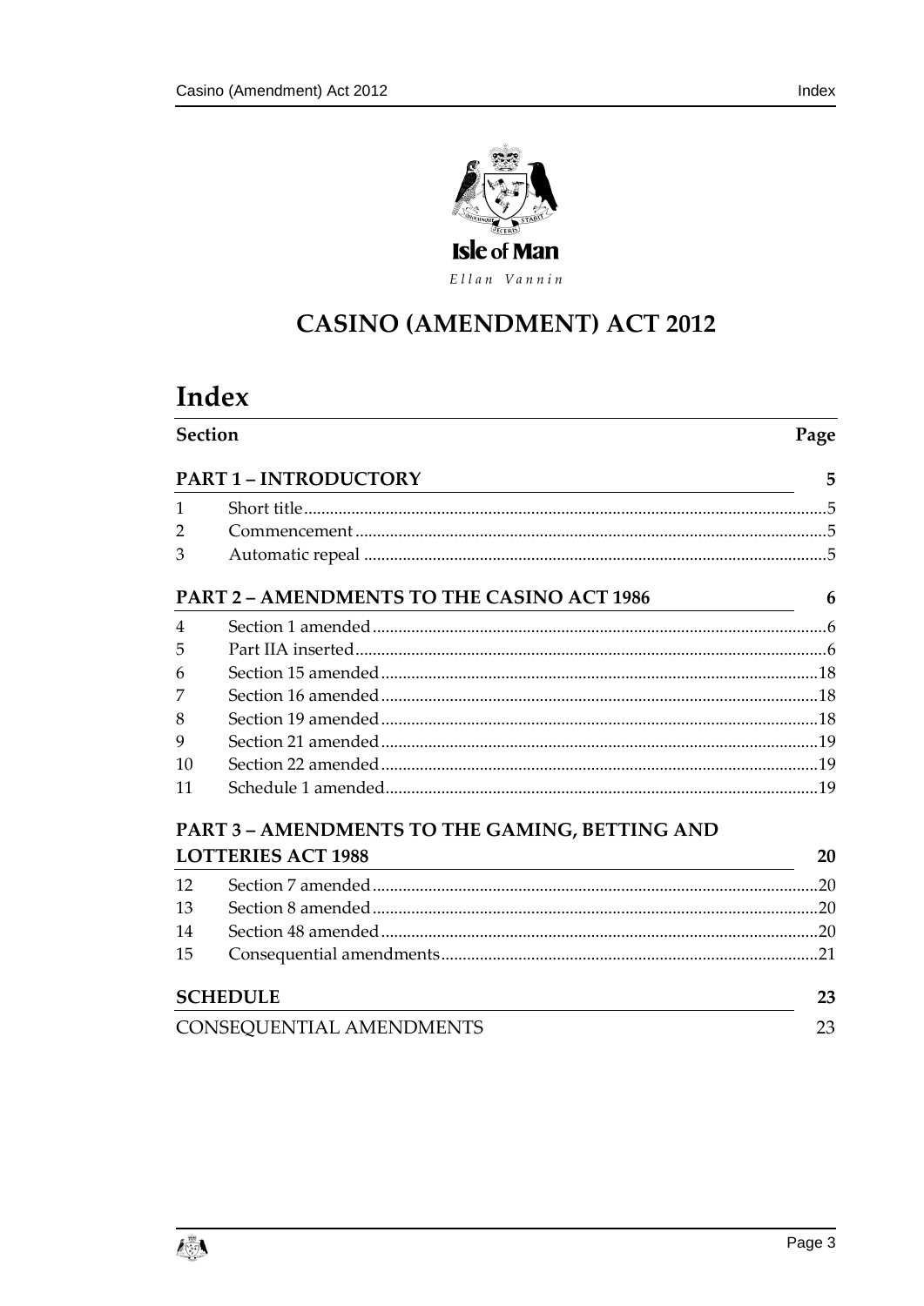Isle of Man

Ellan Vannin

# CASINO (AMENDMENT) ACT 2012

# Index

| Section | | Page |
|---|---|---|
| **PART 1 – INTRODUCTORY** | | **5** |
| 1 | Short title | 5 |
| 2 | Commencement | 5 |
| 3 | Automatic repeal | 5 |
| **PART 2 – AMENDMENTS TO THE CASINO ACT 1986** | | **6** |
| 4 | Section 1 amended | 6 |
| 5 | Part IIA inserted | 6 |
| 6 | Section 15 amended | 18 |
| 7 | Section 16 amended | 18 |
| 8 | Section 19 amended | 18 |
| 9 | Section 21 amended | 19 |
| 10 | Section 22 amended | 19 |
| 11 | Schedule 1 amended | 19 |
| **PART 3 – AMENDMENTS TO THE GAMING, BETTING AND LOTTERIES ACT 1988** | | **20** |
| 12 | Section 7 amended | 20 |
| 13 | Section 8 amended | 20 |
| 14 | Section 48 amended | 20 |
| 15 | Consequential amendments | 21 |
| **SCHEDULE** | | **23** |
| CONSEQUENTIAL AMENDMENTS | | 23 |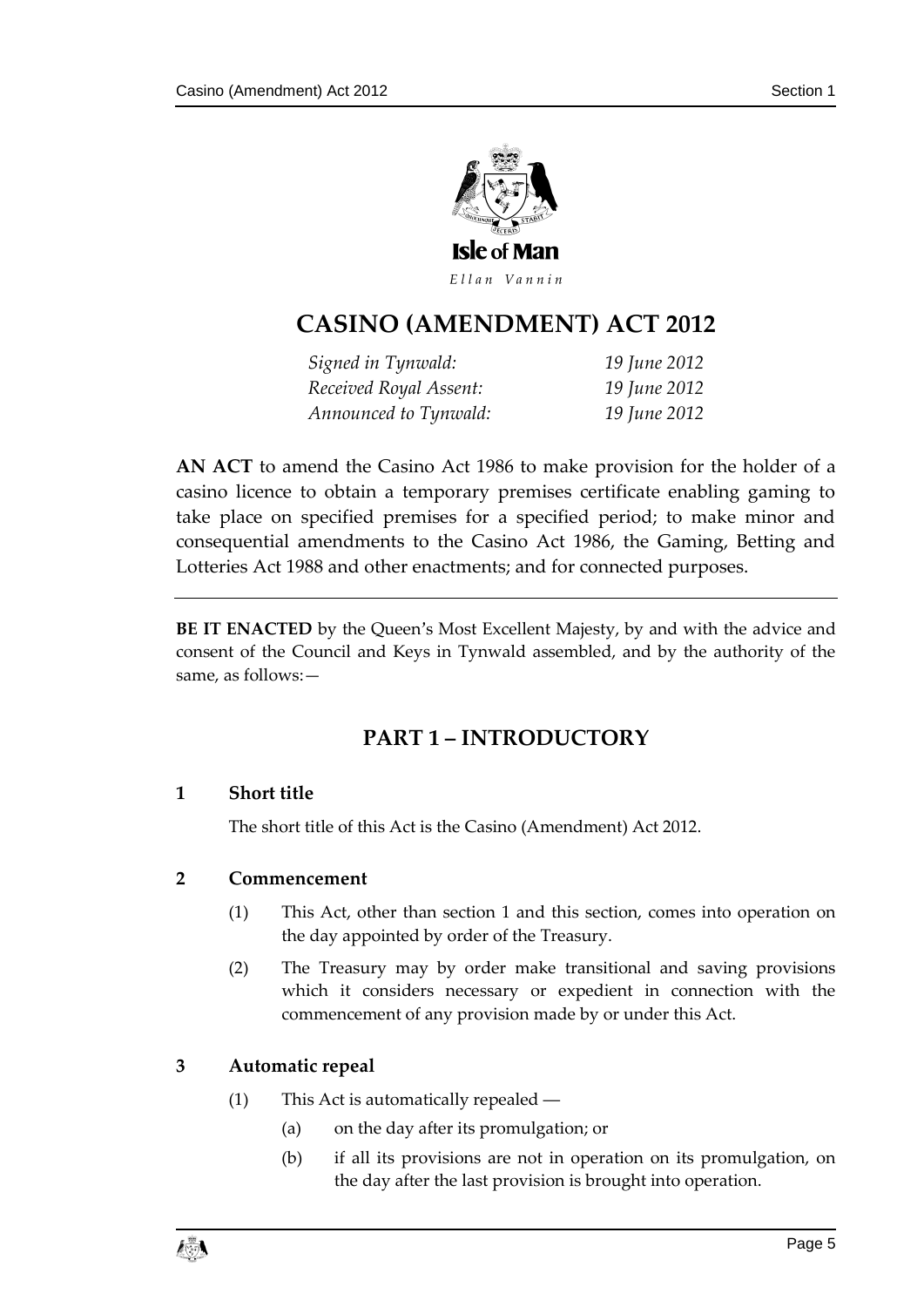Isle of Man

*Ellan Vannin*

# CASINO (AMENDMENT) ACT 2012

*Signed in Tynwald:* *19 June 2012*
*Received Royal Assent:* *19 June 2012*
*Announced to Tynwald:* *19 June 2012*

**AN ACT** to amend the Casino Act 1986 to make provision for the holder of a casino licence to obtain a temporary premises certificate enabling gaming to take place on specified premises for a specified period; to make minor and consequential amendments to the Casino Act 1986, the Gaming, Betting and Lotteries Act 1988 and other enactments; and for connected purposes.

---

**BE IT ENACTED** by the Queen's Most Excellent Majesty, by and with the advice and consent of the Council and Keys in Tynwald assembled, and by the authority of the same, as follows:—

## PART 1 – INTRODUCTORY

### 1 Short title

The short title of this Act is the Casino (Amendment) Act 2012.

### 2 Commencement

(1) This Act, other than section 1 and this section, comes into operation on the day appointed by order of the Treasury.

(2) The Treasury may by order make transitional and saving provisions which it considers necessary or expedient in connection with the commencement of any provision made by or under this Act.

### 3 Automatic repeal

(1) This Act is automatically repealed —

(a) on the day after its promulgation; or

(b) if all its provisions are not in operation on its promulgation, on the day after the last provision is brought into operation.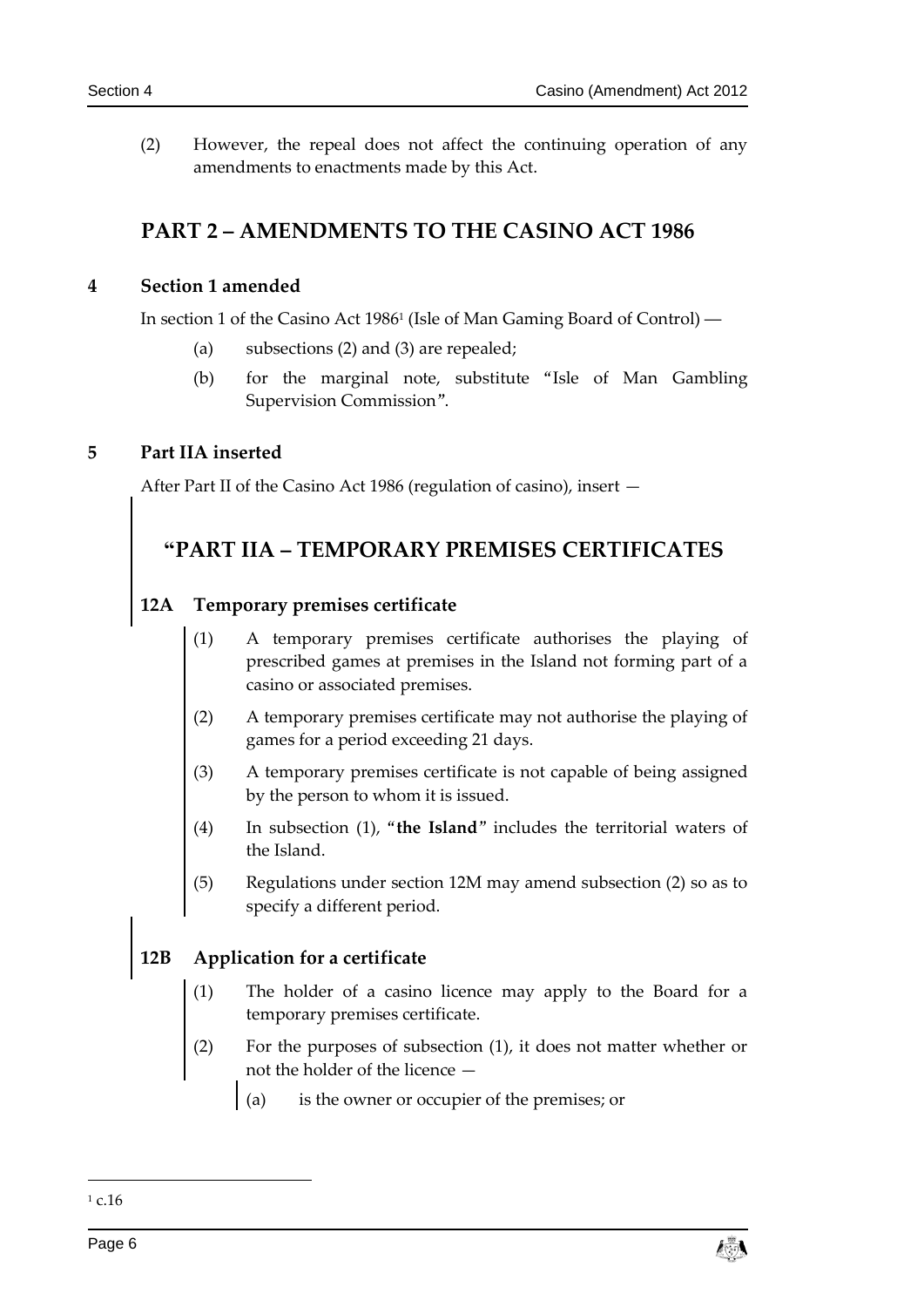(2) However, the repeal does not affect the continuing operation of any amendments to enactments made by this Act.

## PART 2 – AMENDMENTS TO THE CASINO ACT 1986

### 4 Section 1 amended

In section 1 of the Casino Act 1986[1] (Isle of Man Gaming Board of Control) —

(a) subsections (2) and (3) are repealed;

(b) for the marginal note, substitute "Isle of Man Gambling Supervision Commission".

### 5 Part IIA inserted

After Part II of the Casino Act 1986 (regulation of casino), insert —

## "PART IIA – TEMPORARY PREMISES CERTIFICATES

### 12A Temporary premises certificate

(1) A temporary premises certificate authorises the playing of prescribed games at premises in the Island not forming part of a casino or associated premises.

(2) A temporary premises certificate may not authorise the playing of games for a period exceeding 21 days.

(3) A temporary premises certificate is not capable of being assigned by the person to whom it is issued.

(4) In subsection (1), "**the Island**" includes the territorial waters of the Island.

(5) Regulations under section 12M may amend subsection (2) so as to specify a different period.

### 12B Application for a certificate

(1) The holder of a casino licence may apply to the Board for a temporary premises certificate.

(2) For the purposes of subsection (1), it does not matter whether or not the holder of the licence —

(a) is the owner or occupier of the premises; or

[1] c.16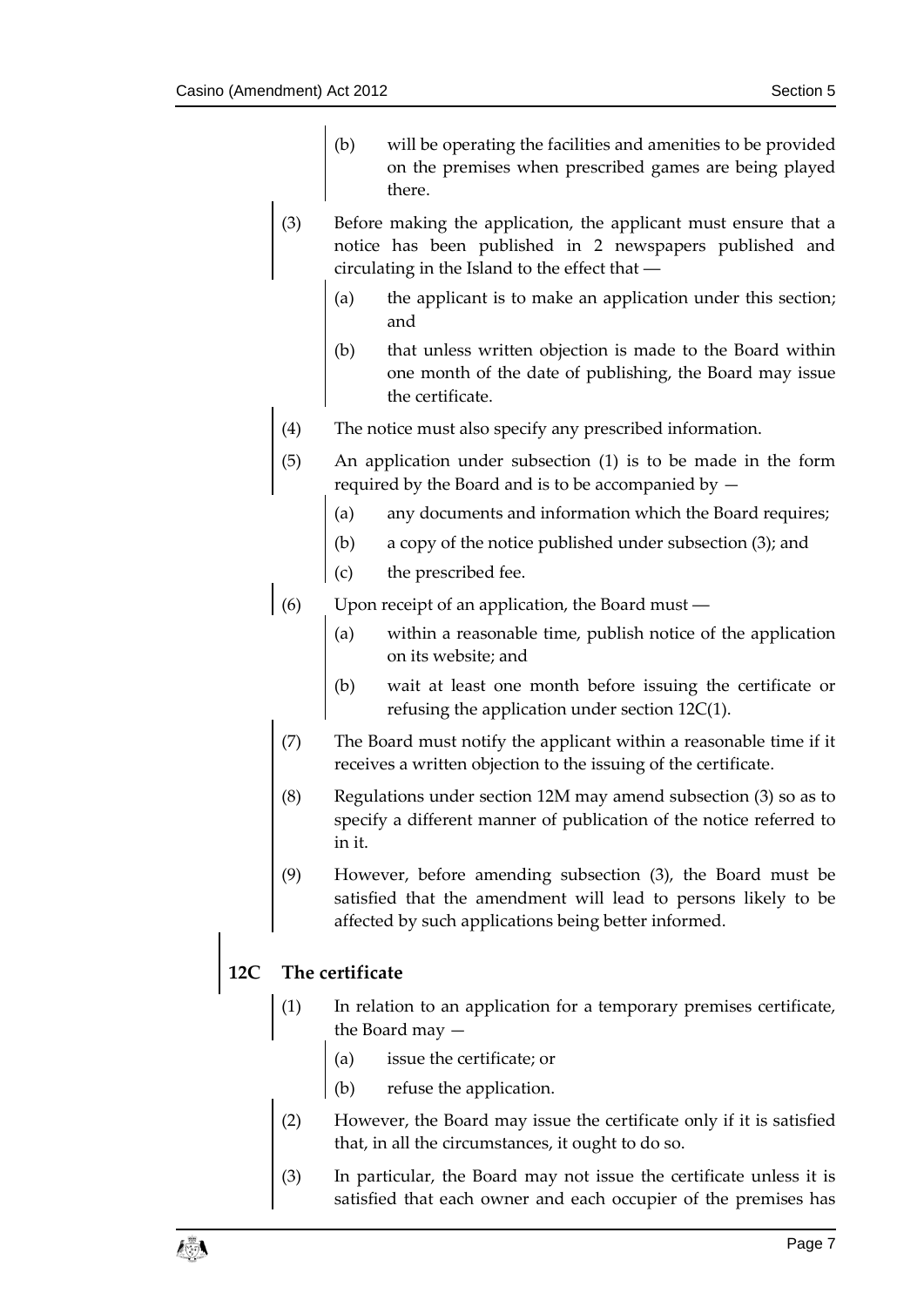(b) will be operating the facilities and amenities to be provided on the premises when prescribed games are being played there.

(3) Before making the application, the applicant must ensure that a notice has been published in 2 newspapers published and circulating in the Island to the effect that —

(a) the applicant is to make an application under this section; and

(b) that unless written objection is made to the Board within one month of the date of publishing, the Board may issue the certificate.

(4) The notice must also specify any prescribed information.

(5) An application under subsection (1) is to be made in the form required by the Board and is to be accompanied by —

(a) any documents and information which the Board requires;

(b) a copy of the notice published under subsection (3); and

(c) the prescribed fee.

(6) Upon receipt of an application, the Board must —

(a) within a reasonable time, publish notice of the application on its website; and

(b) wait at least one month before issuing the certificate or refusing the application under section 12C(1).

(7) The Board must notify the applicant within a reasonable time if it receives a written objection to the issuing of the certificate.

(8) Regulations under section 12M may amend subsection (3) so as to specify a different manner of publication of the notice referred to in it.

(9) However, before amending subsection (3), the Board must be satisfied that the amendment will lead to persons likely to be affected by such applications being better informed.

## 12C The certificate

(1) In relation to an application for a temporary premises certificate, the Board may —

(a) issue the certificate; or

(b) refuse the application.

(2) However, the Board may issue the certificate only if it is satisfied that, in all the circumstances, it ought to do so.

(3) In particular, the Board may not issue the certificate unless it is satisfied that each owner and each occupier of the premises has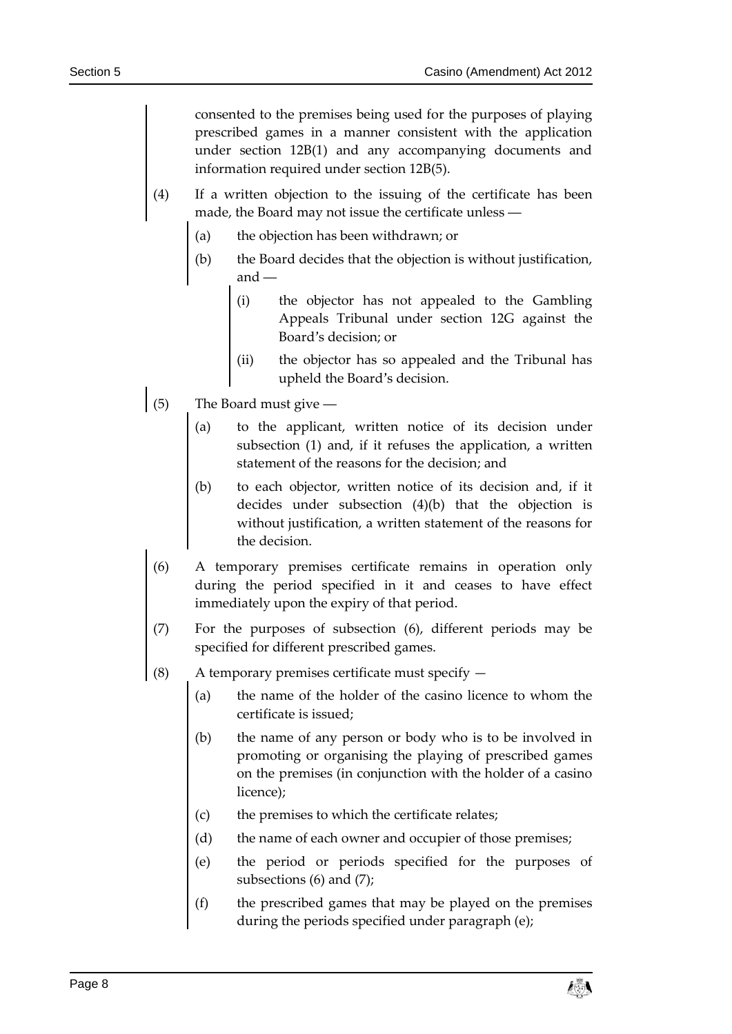consented to the premises being used for the purposes of playing prescribed games in a manner consistent with the application under section 12B(1) and any accompanying documents and information required under section 12B(5).

(4) If a written objection to the issuing of the certificate has been made, the Board may not issue the certificate unless —

- (a) the objection has been withdrawn; or
- (b) the Board decides that the objection is without justification, and —
  - (i) the objector has not appealed to the Gambling Appeals Tribunal under section 12G against the Board's decision; or
  - (ii) the objector has so appealed and the Tribunal has upheld the Board's decision.

(5) The Board must give —

- (a) to the applicant, written notice of its decision under subsection (1) and, if it refuses the application, a written statement of the reasons for the decision; and
- (b) to each objector, written notice of its decision and, if it decides under subsection (4)(b) that the objection is without justification, a written statement of the reasons for the decision.

(6) A temporary premises certificate remains in operation only during the period specified in it and ceases to have effect immediately upon the expiry of that period.

(7) For the purposes of subsection (6), different periods may be specified for different prescribed games.

(8) A temporary premises certificate must specify —

- (a) the name of the holder of the casino licence to whom the certificate is issued;
- (b) the name of any person or body who is to be involved in promoting or organising the playing of prescribed games on the premises (in conjunction with the holder of a casino licence);
- (c) the premises to which the certificate relates;
- (d) the name of each owner and occupier of those premises;
- (e) the period or periods specified for the purposes of subsections (6) and (7);
- (f) the prescribed games that may be played on the premises during the periods specified under paragraph (e);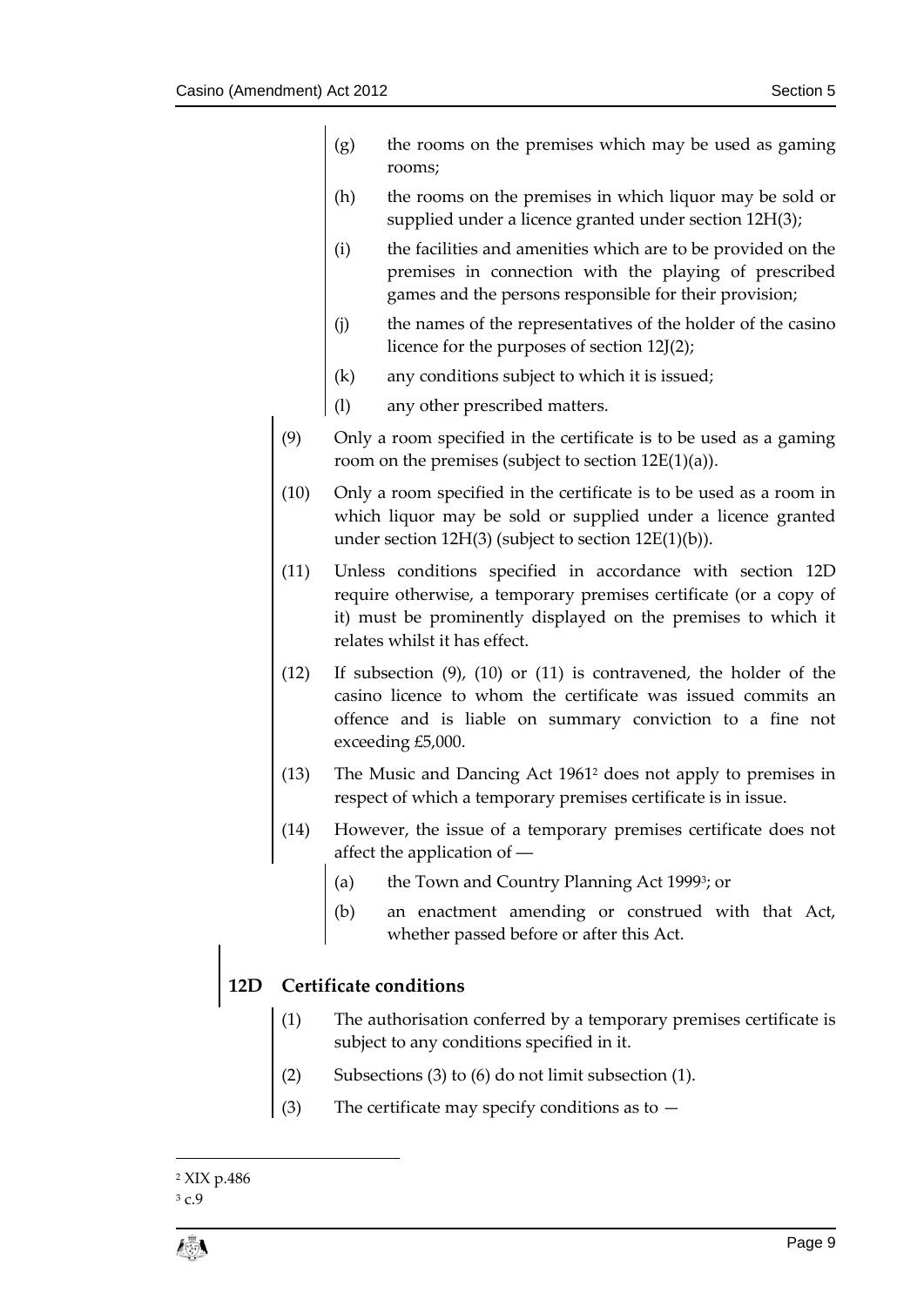(g) the rooms on the premises which may be used as gaming rooms;

(h) the rooms on the premises in which liquor may be sold or supplied under a licence granted under section 12H(3);

(i) the facilities and amenities which are to be provided on the premises in connection with the playing of prescribed games and the persons responsible for their provision;

(j) the names of the representatives of the holder of the casino licence for the purposes of section 12J(2);

(k) any conditions subject to which it is issued;

(l) any other prescribed matters.

(9) Only a room specified in the certificate is to be used as a gaming room on the premises (subject to section 12E(1)(a)).

(10) Only a room specified in the certificate is to be used as a room in which liquor may be sold or supplied under a licence granted under section 12H(3) (subject to section 12E(1)(b)).

(11) Unless conditions specified in accordance with section 12D require otherwise, a temporary premises certificate (or a copy of it) must be prominently displayed on the premises to which it relates whilst it has effect.

(12) If subsection (9), (10) or (11) is contravened, the holder of the casino licence to whom the certificate was issued commits an offence and is liable on summary conviction to a fine not exceeding £5,000.

(13) The Music and Dancing Act 1961[2] does not apply to premises in respect of which a temporary premises certificate is in issue.

(14) However, the issue of a temporary premises certificate does not affect the application of —

(a) the Town and Country Planning Act 1999[3]; or

(b) an enactment amending or construed with that Act, whether passed before or after this Act.

## 12D Certificate conditions

(1) The authorisation conferred by a temporary premises certificate is subject to any conditions specified in it.

(2) Subsections (3) to (6) do not limit subsection (1).

(3) The certificate may specify conditions as to —

---

[2] XIX p.486

[3] c.9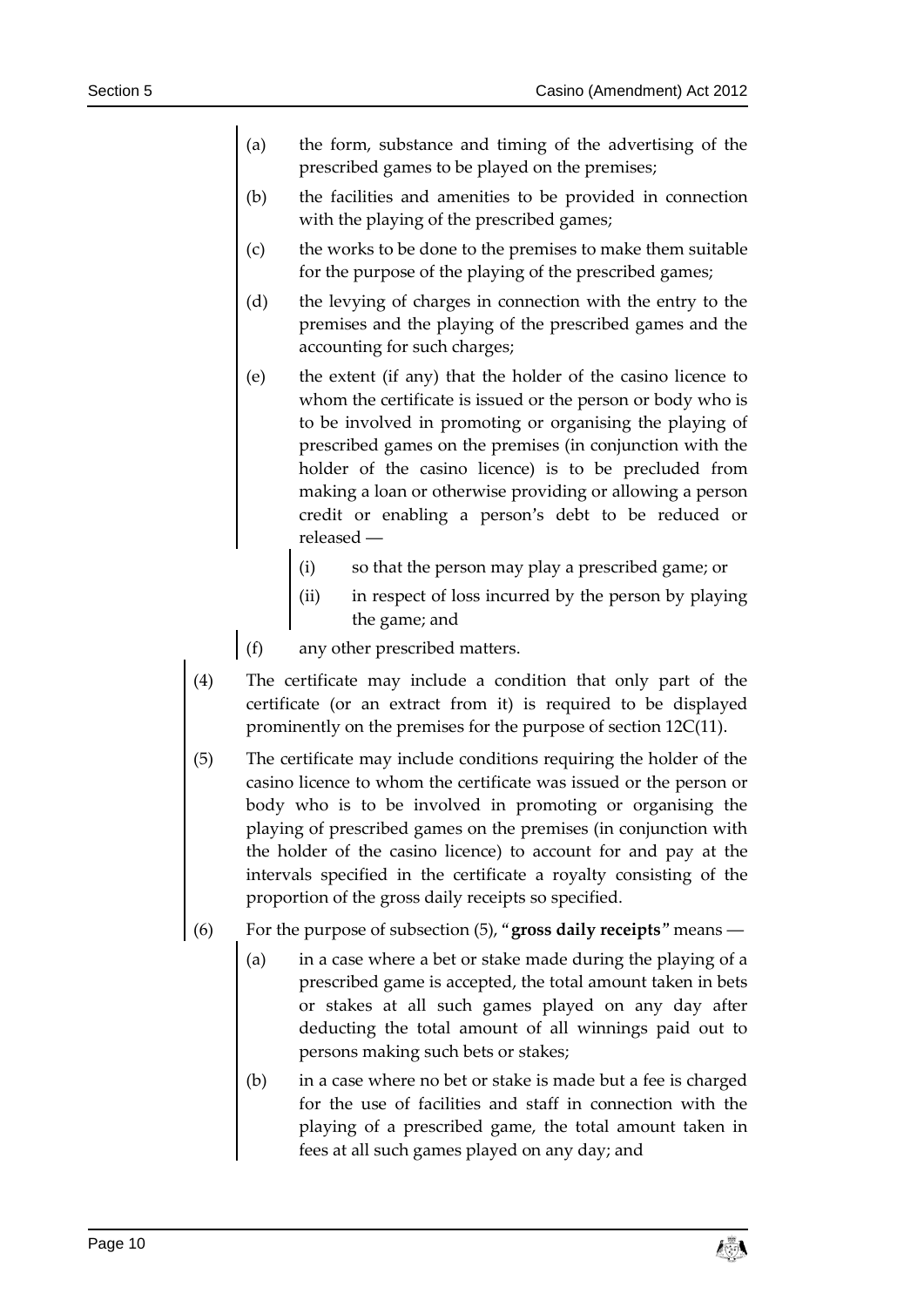(a) the form, substance and timing of the advertising of the prescribed games to be played on the premises;

(b) the facilities and amenities to be provided in connection with the playing of the prescribed games;

(c) the works to be done to the premises to make them suitable for the purpose of the playing of the prescribed games;

(d) the levying of charges in connection with the entry to the premises and the playing of the prescribed games and the accounting for such charges;

(e) the extent (if any) that the holder of the casino licence to whom the certificate is issued or the person or body who is to be involved in promoting or organising the playing of prescribed games on the premises (in conjunction with the holder of the casino licence) is to be precluded from making a loan or otherwise providing or allowing a person credit or enabling a person's debt to be reduced or released —

   (i) so that the person may play a prescribed game; or

   (ii) in respect of loss incurred by the person by playing the game; and

(f) any other prescribed matters.

(4) The certificate may include a condition that only part of the certificate (or an extract from it) is required to be displayed prominently on the premises for the purpose of section 12C(11).

(5) The certificate may include conditions requiring the holder of the casino licence to whom the certificate was issued or the person or body who is to be involved in promoting or organising the playing of prescribed games on the premises (in conjunction with the holder of the casino licence) to account for and pay at the intervals specified in the certificate a royalty consisting of the proportion of the gross daily receipts so specified.

(6) For the purpose of subsection (5), "**gross daily receipts**" means —

(a) in a case where a bet or stake made during the playing of a prescribed game is accepted, the total amount taken in bets or stakes at all such games played on any day after deducting the total amount of all winnings paid out to persons making such bets or stakes;

(b) in a case where no bet or stake is made but a fee is charged for the use of facilities and staff in connection with the playing of a prescribed game, the total amount taken in fees at all such games played on any day; and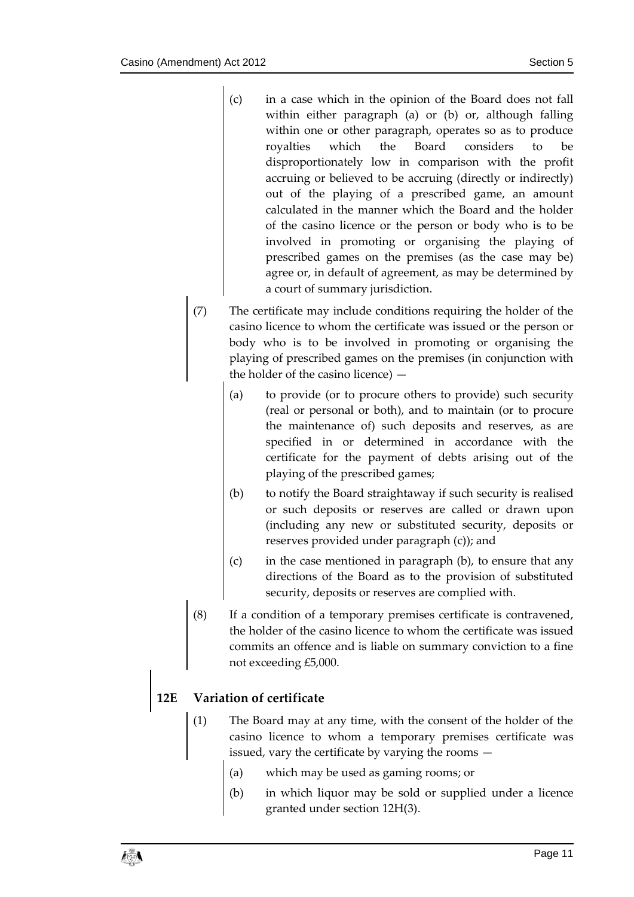(c) in a case which in the opinion of the Board does not fall within either paragraph (a) or (b) or, although falling within one or other paragraph, operates so as to produce royalties which the Board considers to be disproportionately low in comparison with the profit accruing or believed to be accruing (directly or indirectly) out of the playing of a prescribed game, an amount calculated in the manner which the Board and the holder of the casino licence or the person or body who is to be involved in promoting or organising the playing of prescribed games on the premises (as the case may be) agree or, in default of agreement, as may be determined by a court of summary jurisdiction.

(7) The certificate may include conditions requiring the holder of the casino licence to whom the certificate was issued or the person or body who is to be involved in promoting or organising the playing of prescribed games on the premises (in conjunction with the holder of the casino licence) —

(a) to provide (or to procure others to provide) such security (real or personal or both), and to maintain (or to procure the maintenance of) such deposits and reserves, as are specified in or determined in accordance with the certificate for the payment of debts arising out of the playing of the prescribed games;

(b) to notify the Board straightaway if such security is realised or such deposits or reserves are called or drawn upon (including any new or substituted security, deposits or reserves provided under paragraph (c)); and

(c) in the case mentioned in paragraph (b), to ensure that any directions of the Board as to the provision of substituted security, deposits or reserves are complied with.

(8) If a condition of a temporary premises certificate is contravened, the holder of the casino licence to whom the certificate was issued commits an offence and is liable on summary conviction to a fine not exceeding £5,000.

## 12E Variation of certificate

(1) The Board may at any time, with the consent of the holder of the casino licence to whom a temporary premises certificate was issued, vary the certificate by varying the rooms —

(a) which may be used as gaming rooms; or

(b) in which liquor may be sold or supplied under a licence granted under section 12H(3).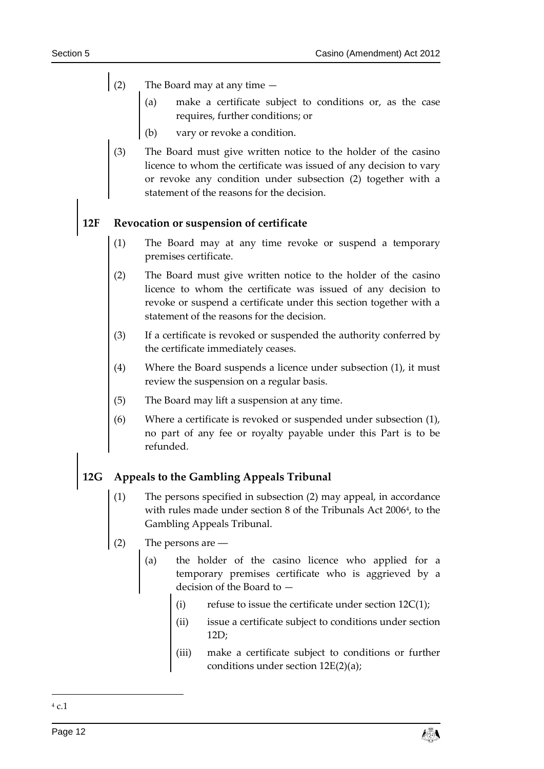(2) The Board may at any time —

(a) make a certificate subject to conditions or, as the case requires, further conditions; or

(b) vary or revoke a condition.

(3) The Board must give written notice to the holder of the casino licence to whom the certificate was issued of any decision to vary or revoke any condition under subsection (2) together with a statement of the reasons for the decision.

## 12F Revocation or suspension of certificate

(1) The Board may at any time revoke or suspend a temporary premises certificate.

(2) The Board must give written notice to the holder of the casino licence to whom the certificate was issued of any decision to revoke or suspend a certificate under this section together with a statement of the reasons for the decision.

(3) If a certificate is revoked or suspended the authority conferred by the certificate immediately ceases.

(4) Where the Board suspends a licence under subsection (1), it must review the suspension on a regular basis.

(5) The Board may lift a suspension at any time.

(6) Where a certificate is revoked or suspended under subsection (1), no part of any fee or royalty payable under this Part is to be refunded.

## 12G Appeals to the Gambling Appeals Tribunal

(1) The persons specified in subsection (2) may appeal, in accordance with rules made under section 8 of the Tribunals Act 2006[4], to the Gambling Appeals Tribunal.

(2) The persons are —

(a) the holder of the casino licence who applied for a temporary premises certificate who is aggrieved by a decision of the Board to —

(i) refuse to issue the certificate under section 12C(1);

(ii) issue a certificate subject to conditions under section 12D;

(iii) make a certificate subject to conditions or further conditions under section 12E(2)(a);

[4] c.1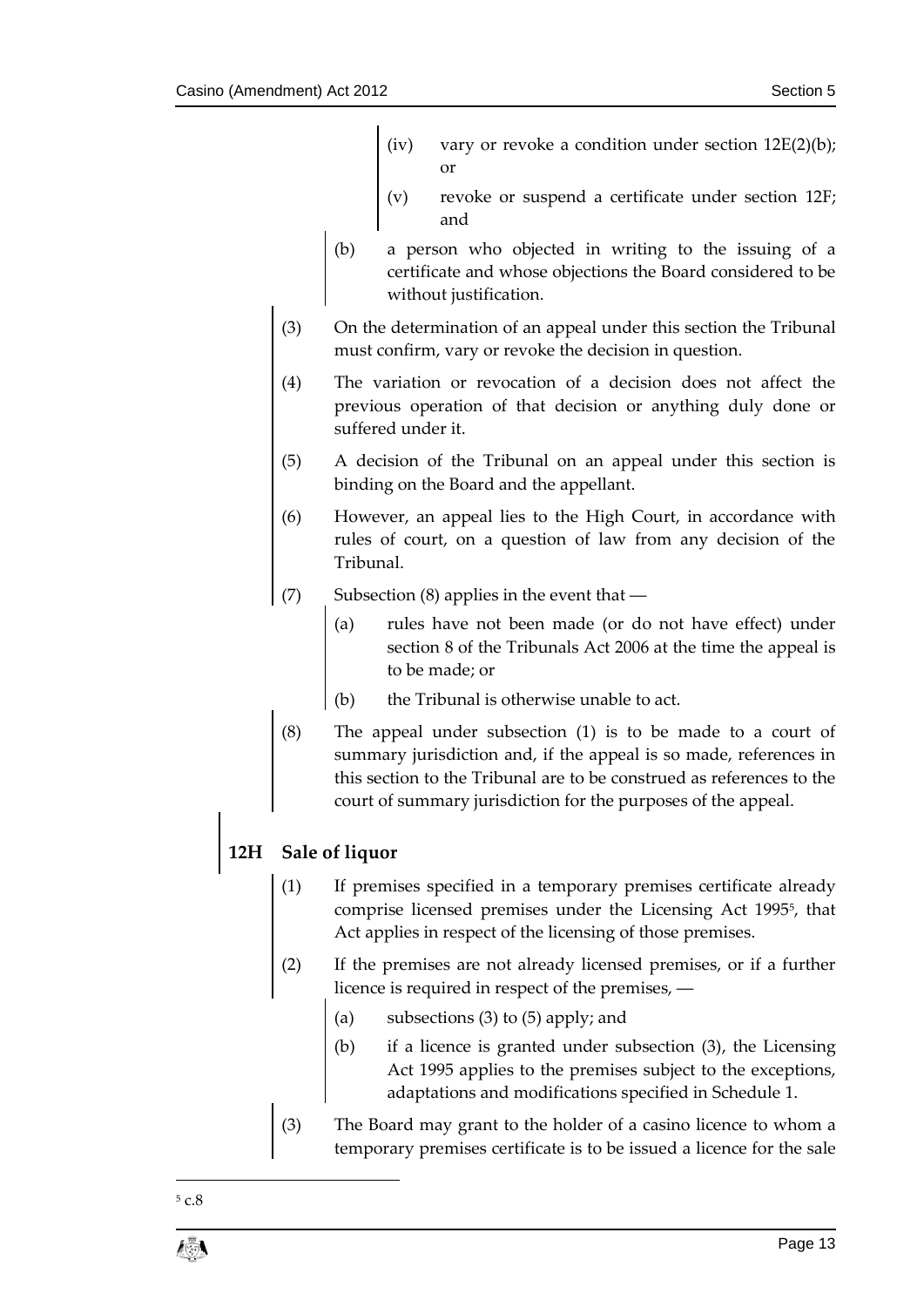(iv) vary or revoke a condition under section 12E(2)(b); or

(v) revoke or suspend a certificate under section 12F; and

(b) a person who objected in writing to the issuing of a certificate and whose objections the Board considered to be without justification.

(3) On the determination of an appeal under this section the Tribunal must confirm, vary or revoke the decision in question.

(4) The variation or revocation of a decision does not affect the previous operation of that decision or anything duly done or suffered under it.

(5) A decision of the Tribunal on an appeal under this section is binding on the Board and the appellant.

(6) However, an appeal lies to the High Court, in accordance with rules of court, on a question of law from any decision of the Tribunal.

(7) Subsection (8) applies in the event that —

(a) rules have not been made (or do not have effect) under section 8 of the Tribunals Act 2006 at the time the appeal is to be made; or

(b) the Tribunal is otherwise unable to act.

(8) The appeal under subsection (1) is to be made to a court of summary jurisdiction and, if the appeal is so made, references in this section to the Tribunal are to be construed as references to the court of summary jurisdiction for the purposes of the appeal.

## 12H Sale of liquor

(1) If premises specified in a temporary premises certificate already comprise licensed premises under the Licensing Act 1995[5], that Act applies in respect of the licensing of those premises.

(2) If the premises are not already licensed premises, or if a further licence is required in respect of the premises, —

(a) subsections (3) to (5) apply; and

(b) if a licence is granted under subsection (3), the Licensing Act 1995 applies to the premises subject to the exceptions, adaptations and modifications specified in Schedule 1.

(3) The Board may grant to the holder of a casino licence to whom a temporary premises certificate is to be issued a licence for the sale

[5] c.8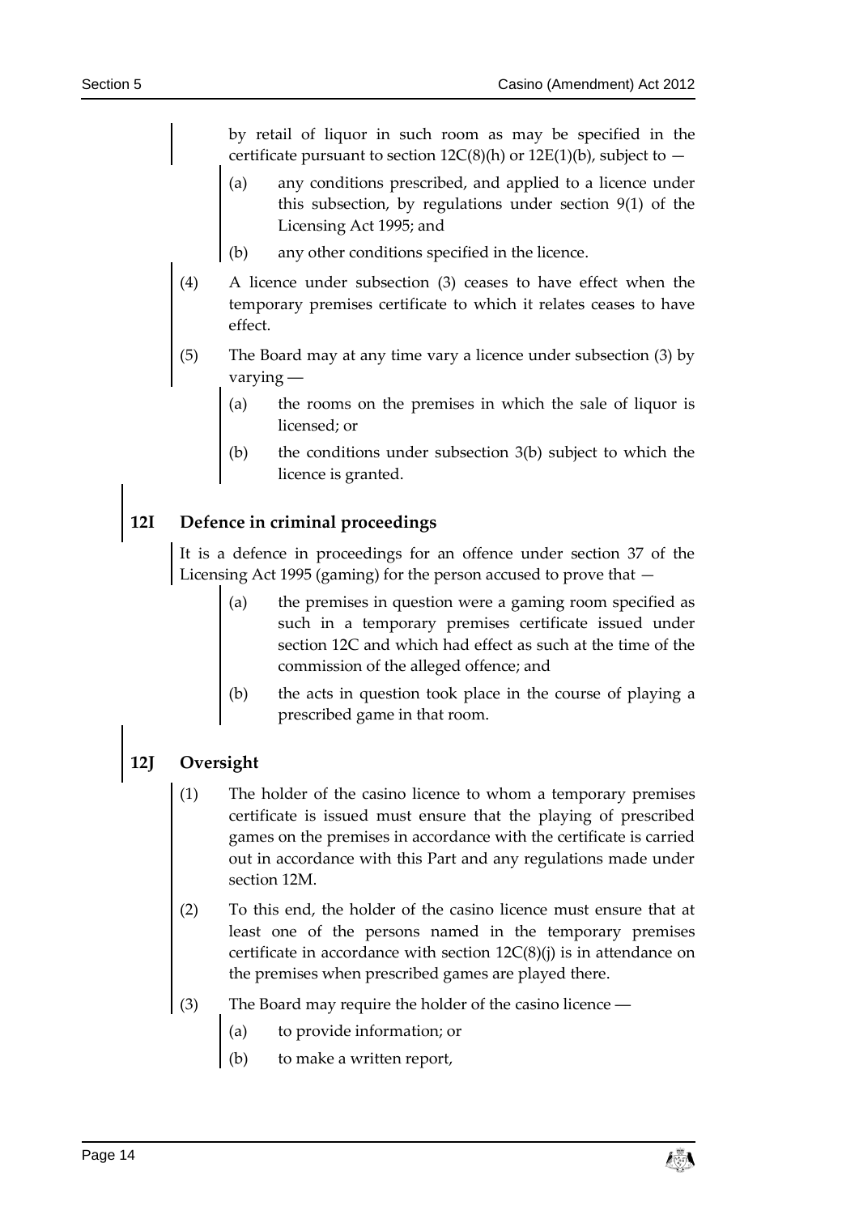by retail of liquor in such room as may be specified in the certificate pursuant to section 12C(8)(h) or 12E(1)(b), subject to —

(a) any conditions prescribed, and applied to a licence under this subsection, by regulations under section 9(1) of the Licensing Act 1995; and

(b) any other conditions specified in the licence.

(4) A licence under subsection (3) ceases to have effect when the temporary premises certificate to which it relates ceases to have effect.

(5) The Board may at any time vary a licence under subsection (3) by varying —

(a) the rooms on the premises in which the sale of liquor is licensed; or

(b) the conditions under subsection 3(b) subject to which the licence is granted.

## 12I Defence in criminal proceedings

It is a defence in proceedings for an offence under section 37 of the Licensing Act 1995 (gaming) for the person accused to prove that —

(a) the premises in question were a gaming room specified as such in a temporary premises certificate issued under section 12C and which had effect as such at the time of the commission of the alleged offence; and

(b) the acts in question took place in the course of playing a prescribed game in that room.

## 12J Oversight

(1) The holder of the casino licence to whom a temporary premises certificate is issued must ensure that the playing of prescribed games on the premises in accordance with the certificate is carried out in accordance with this Part and any regulations made under section 12M.

(2) To this end, the holder of the casino licence must ensure that at least one of the persons named in the temporary premises certificate in accordance with section 12C(8)(j) is in attendance on the premises when prescribed games are played there.

(3) The Board may require the holder of the casino licence —

(a) to provide information; or

(b) to make a written report,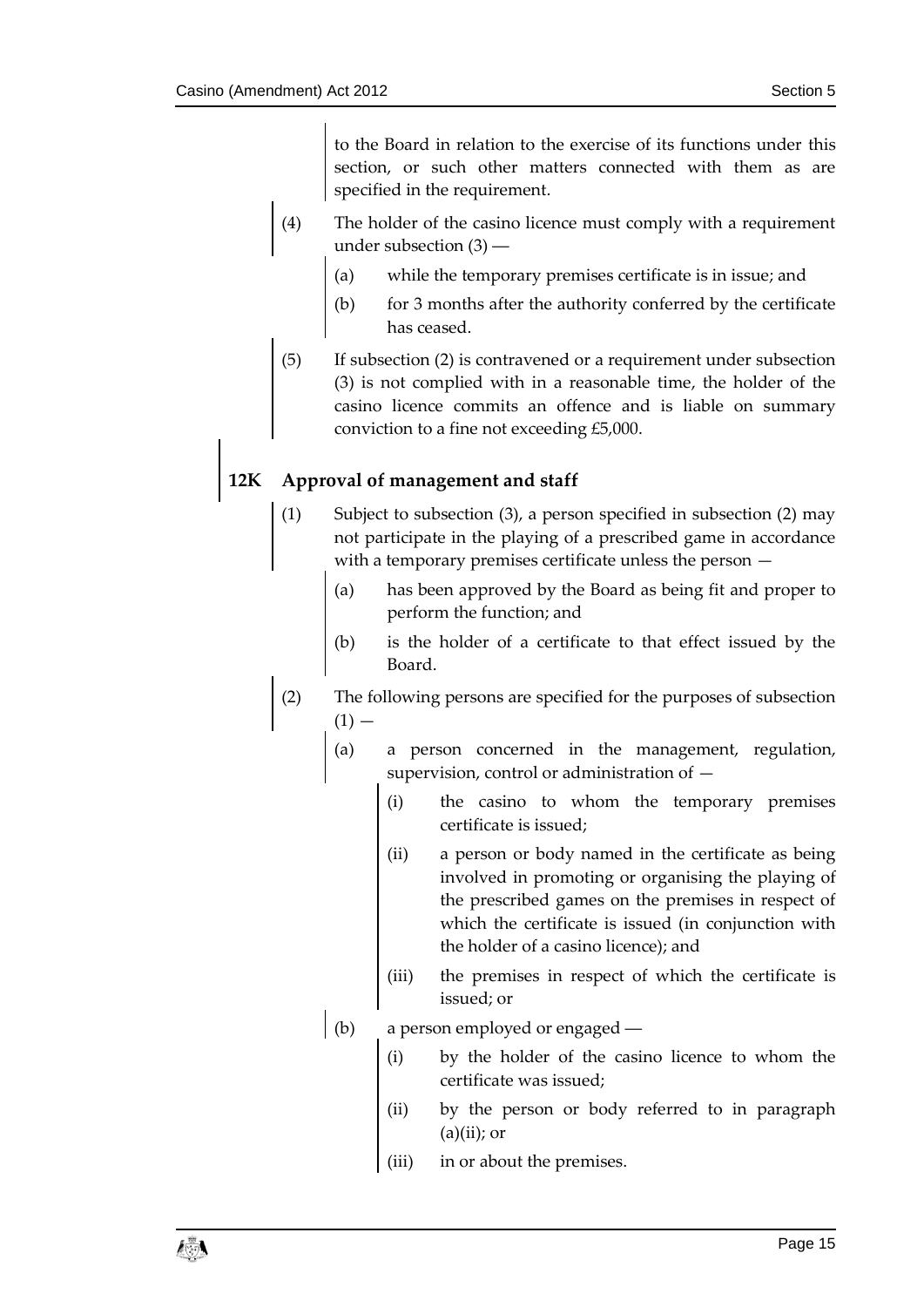to the Board in relation to the exercise of its functions under this section, or such other matters connected with them as are specified in the requirement.

(4) The holder of the casino licence must comply with a requirement under subsection (3) —

(a) while the temporary premises certificate is in issue; and

(b) for 3 months after the authority conferred by the certificate has ceased.

(5) If subsection (2) is contravened or a requirement under subsection (3) is not complied with in a reasonable time, the holder of the casino licence commits an offence and is liable on summary conviction to a fine not exceeding £5,000.

## 12K Approval of management and staff

(1) Subject to subsection (3), a person specified in subsection (2) may not participate in the playing of a prescribed game in accordance with a temporary premises certificate unless the person —

(a) has been approved by the Board as being fit and proper to perform the function; and

(b) is the holder of a certificate to that effect issued by the Board.

(2) The following persons are specified for the purposes of subsection (1) —

(a) a person concerned in the management, regulation, supervision, control or administration of —

(i) the casino to whom the temporary premises certificate is issued;

(ii) a person or body named in the certificate as being involved in promoting or organising the playing of the prescribed games on the premises in respect of which the certificate is issued (in conjunction with the holder of a casino licence); and

(iii) the premises in respect of which the certificate is issued; or

(b) a person employed or engaged —

(i) by the holder of the casino licence to whom the certificate was issued;

(ii) by the person or body referred to in paragraph (a)(ii); or

(iii) in or about the premises.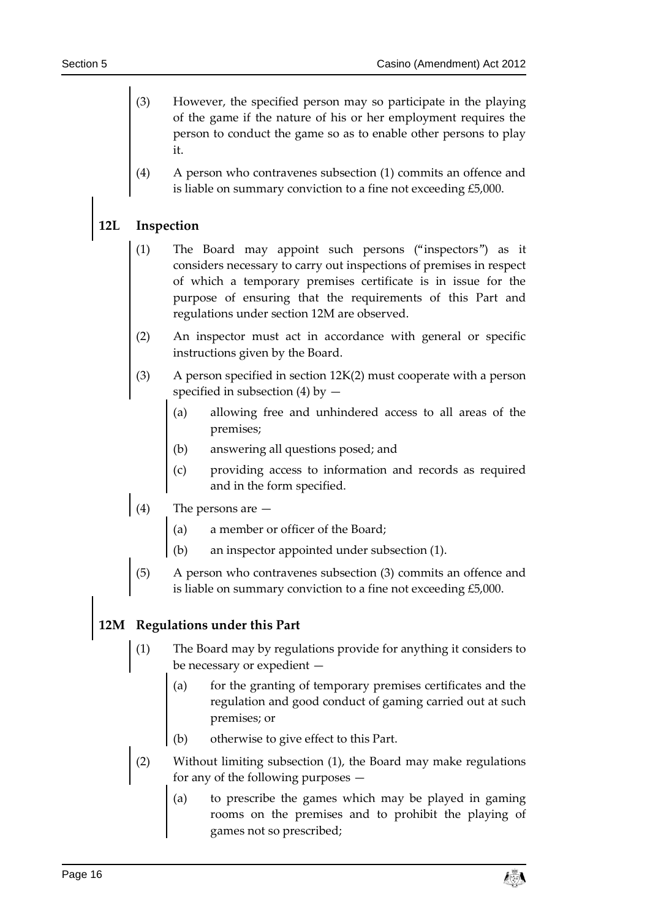(3) However, the specified person may so participate in the playing of the game if the nature of his or her employment requires the person to conduct the game so as to enable other persons to play it.

(4) A person who contravenes subsection (1) commits an offence and is liable on summary conviction to a fine not exceeding £5,000.

### 12L Inspection

(1) The Board may appoint such persons ("inspectors") as it considers necessary to carry out inspections of premises in respect of which a temporary premises certificate is in issue for the purpose of ensuring that the requirements of this Part and regulations under section 12M are observed.

(2) An inspector must act in accordance with general or specific instructions given by the Board.

(3) A person specified in section 12K(2) must cooperate with a person specified in subsection (4) by —

- (a) allowing free and unhindered access to all areas of the premises;
- (b) answering all questions posed; and
- (c) providing access to information and records as required and in the form specified.

(4) The persons are —

- (a) a member or officer of the Board;
- (b) an inspector appointed under subsection (1).

(5) A person who contravenes subsection (3) commits an offence and is liable on summary conviction to a fine not exceeding £5,000.

### 12M Regulations under this Part

(1) The Board may by regulations provide for anything it considers to be necessary or expedient —

- (a) for the granting of temporary premises certificates and the regulation and good conduct of gaming carried out at such premises; or
- (b) otherwise to give effect to this Part.

(2) Without limiting subsection (1), the Board may make regulations for any of the following purposes —

- (a) to prescribe the games which may be played in gaming rooms on the premises and to prohibit the playing of games not so prescribed;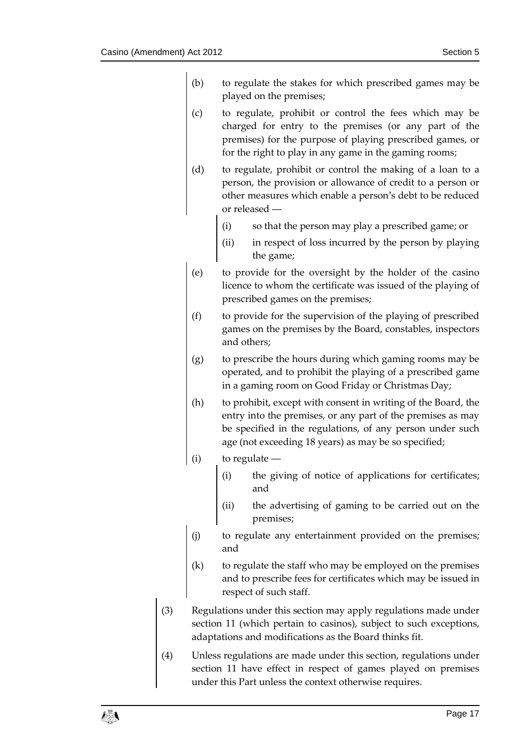(b) to regulate the stakes for which prescribed games may be played on the premises;

(c) to regulate, prohibit or control the fees which may be charged for entry to the premises (or any part of the premises) for the purpose of playing prescribed games, or for the right to play in any game in the gaming rooms;

(d) to regulate, prohibit or control the making of a loan to a person, the provision or allowance of credit to a person or other measures which enable a person's debt to be reduced or released —

   (i) so that the person may play a prescribed game; or

   (ii) in respect of loss incurred by the person by playing the game;

(e) to provide for the oversight by the holder of the casino licence to whom the certificate was issued of the playing of prescribed games on the premises;

(f) to provide for the supervision of the playing of prescribed games on the premises by the Board, constables, inspectors and others;

(g) to prescribe the hours during which gaming rooms may be operated, and to prohibit the playing of a prescribed game in a gaming room on Good Friday or Christmas Day;

(h) to prohibit, except with consent in writing of the Board, the entry into the premises, or any part of the premises as may be specified in the regulations, of any person under such age (not exceeding 18 years) as may be so specified;

(i) to regulate —

   (i) the giving of notice of applications for certificates; and

   (ii) the advertising of gaming to be carried out on the premises;

(j) to regulate any entertainment provided on the premises; and

(k) to regulate the staff who may be employed on the premises and to prescribe fees for certificates which may be issued in respect of such staff.

(3) Regulations under this section may apply regulations made under section 11 (which pertain to casinos), subject to such exceptions, adaptations and modifications as the Board thinks fit.

(4) Unless regulations are made under this section, regulations under section 11 have effect in respect of games played on premises under this Part unless the context otherwise requires.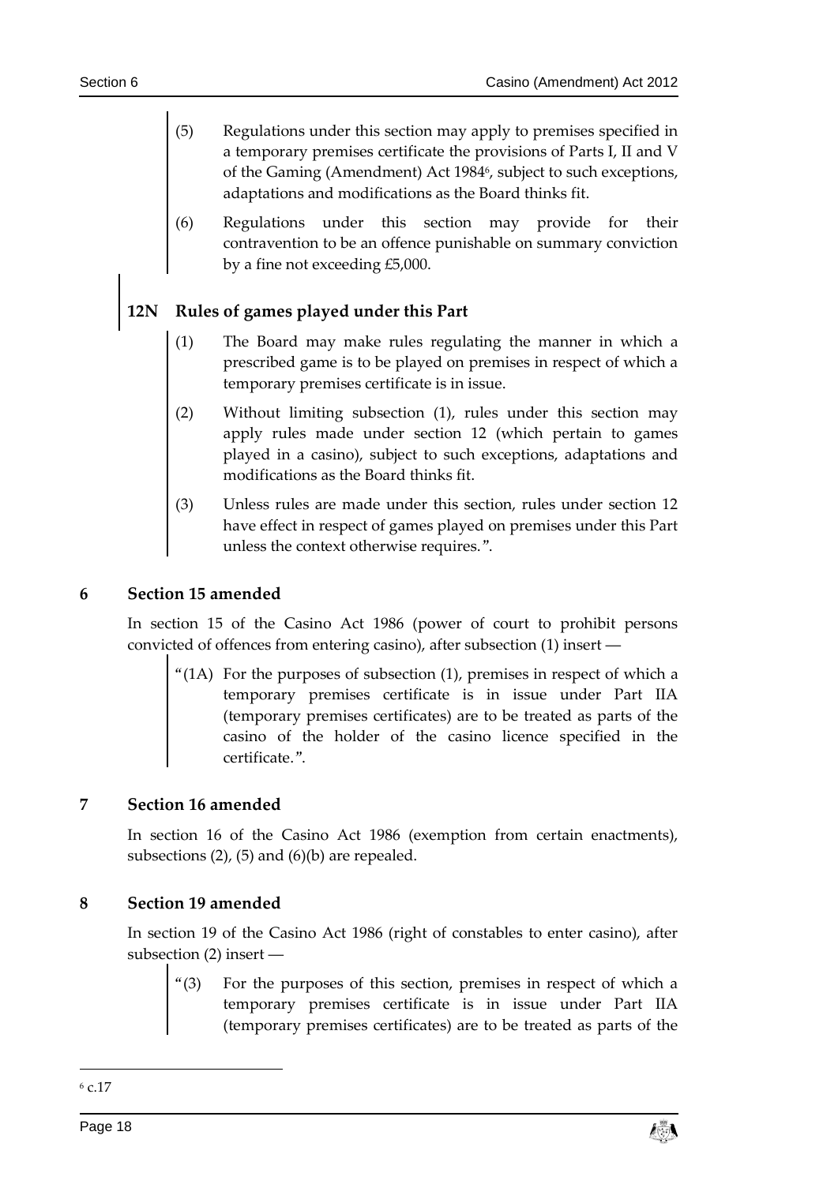(5) Regulations under this section may apply to premises specified in a temporary premises certificate the provisions of Parts I, II and V of the Gaming (Amendment) Act 1984[6], subject to such exceptions, adaptations and modifications as the Board thinks fit.

(6) Regulations under this section may provide for their contravention to be an offence punishable on summary conviction by a fine not exceeding £5,000.

### 12N Rules of games played under this Part

(1) The Board may make rules regulating the manner in which a prescribed game is to be played on premises in respect of which a temporary premises certificate is in issue.

(2) Without limiting subsection (1), rules under this section may apply rules made under section 12 (which pertain to games played in a casino), subject to such exceptions, adaptations and modifications as the Board thinks fit.

(3) Unless rules are made under this section, rules under section 12 have effect in respect of games played on premises under this Part unless the context otherwise requires.".

## 6 Section 15 amended

In section 15 of the Casino Act 1986 (power of court to prohibit persons convicted of offences from entering casino), after subsection (1) insert —

"(1A) For the purposes of subsection (1), premises in respect of which a temporary premises certificate is in issue under Part IIA (temporary premises certificates) are to be treated as parts of the casino of the holder of the casino licence specified in the certificate.".

## 7 Section 16 amended

In section 16 of the Casino Act 1986 (exemption from certain enactments), subsections (2), (5) and (6)(b) are repealed.

## 8 Section 19 amended

In section 19 of the Casino Act 1986 (right of constables to enter casino), after subsection (2) insert —

"(3) For the purposes of this section, premises in respect of which a temporary premises certificate is in issue under Part IIA (temporary premises certificates) are to be treated as parts of the

[6] c.17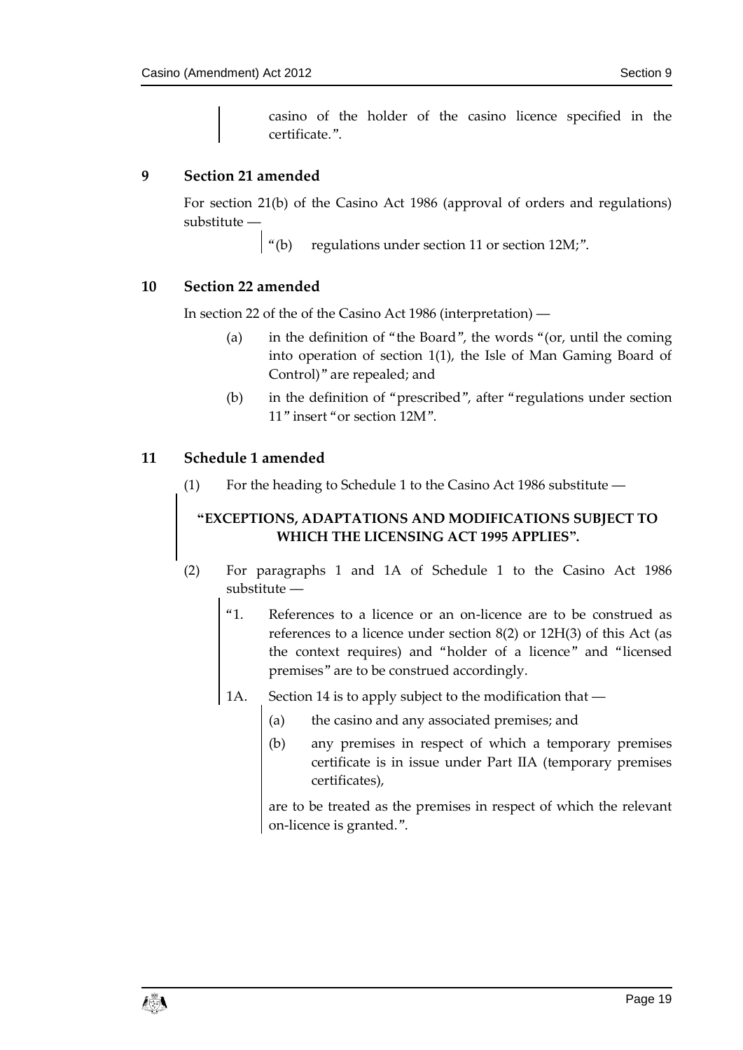casino of the holder of the casino licence specified in the certificate.".

## 9 Section 21 amended

For section 21(b) of the Casino Act 1986 (approval of orders and regulations) substitute —

"(b) regulations under section 11 or section 12M;".

## 10 Section 22 amended

In section 22 of the of the Casino Act 1986 (interpretation) —

(a) in the definition of "the Board", the words "(or, until the coming into operation of section 1(1), the Isle of Man Gaming Board of Control)" are repealed; and

(b) in the definition of "prescribed", after "regulations under section 11" insert "or section 12M".

## 11 Schedule 1 amended

(1) For the heading to Schedule 1 to the Casino Act 1986 substitute —

**"EXCEPTIONS, ADAPTATIONS AND MODIFICATIONS SUBJECT TO WHICH THE LICENSING ACT 1995 APPLIES".**

(2) For paragraphs 1 and 1A of Schedule 1 to the Casino Act 1986 substitute —

"1. References to a licence or an on-licence are to be construed as references to a licence under section 8(2) or 12H(3) of this Act (as the context requires) and "holder of a licence" and "licensed premises" are to be construed accordingly.

1A. Section 14 is to apply subject to the modification that —

(a) the casino and any associated premises; and

(b) any premises in respect of which a temporary premises certificate is in issue under Part IIA (temporary premises certificates),

are to be treated as the premises in respect of which the relevant on-licence is granted.".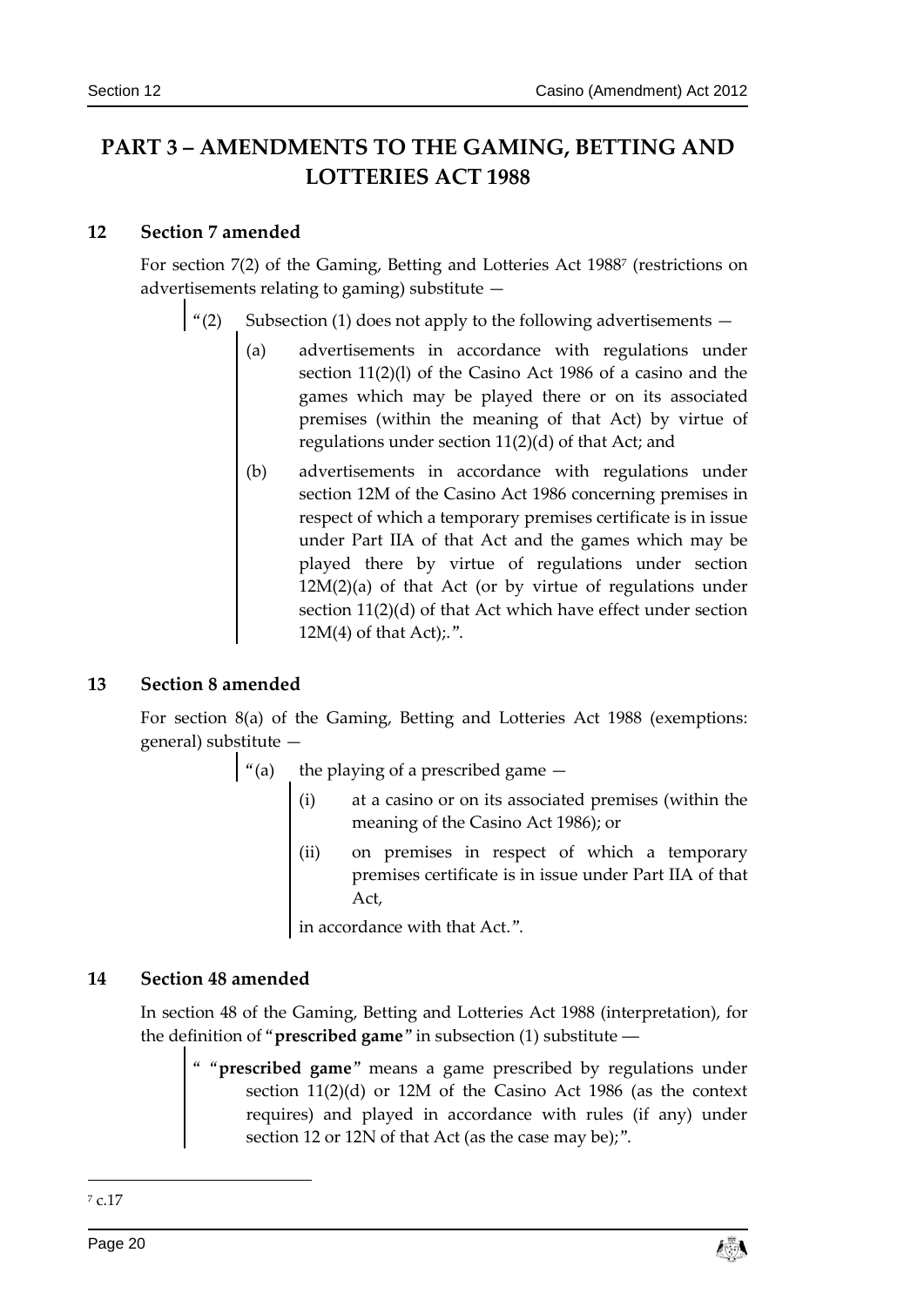# PART 3 – AMENDMENTS TO THE GAMING, BETTING AND LOTTERIES ACT 1988

### 12 Section 7 amended

For section 7(2) of the Gaming, Betting and Lotteries Act 1988[7] (restrictions on advertisements relating to gaming) substitute —

> "(2) Subsection (1) does not apply to the following advertisements —
>
> (a) advertisements in accordance with regulations under section 11(2)(l) of the Casino Act 1986 of a casino and the games which may be played there or on its associated premises (within the meaning of that Act) by virtue of regulations under section 11(2)(d) of that Act; and
>
> (b) advertisements in accordance with regulations under section 12M of the Casino Act 1986 concerning premises in respect of which a temporary premises certificate is in issue under Part IIA of that Act and the games which may be played there by virtue of regulations under section 12M(2)(a) of that Act (or by virtue of regulations under section 11(2)(d) of that Act which have effect under section 12M(4) of that Act);.".

### 13 Section 8 amended

For section 8(a) of the Gaming, Betting and Lotteries Act 1988 (exemptions: general) substitute —

> "(a) the playing of a prescribed game —
>
> (i) at a casino or on its associated premises (within the meaning of the Casino Act 1986); or
>
> (ii) on premises in respect of which a temporary premises certificate is in issue under Part IIA of that Act,
>
> in accordance with that Act.".

### 14 Section 48 amended

In section 48 of the Gaming, Betting and Lotteries Act 1988 (interpretation), for the definition of "**prescribed game**" in subsection (1) substitute —

> " "**prescribed game**" means a game prescribed by regulations under section 11(2)(d) or 12M of the Casino Act 1986 (as the context requires) and played in accordance with rules (if any) under section 12 or 12N of that Act (as the case may be);".

---

[7] c.17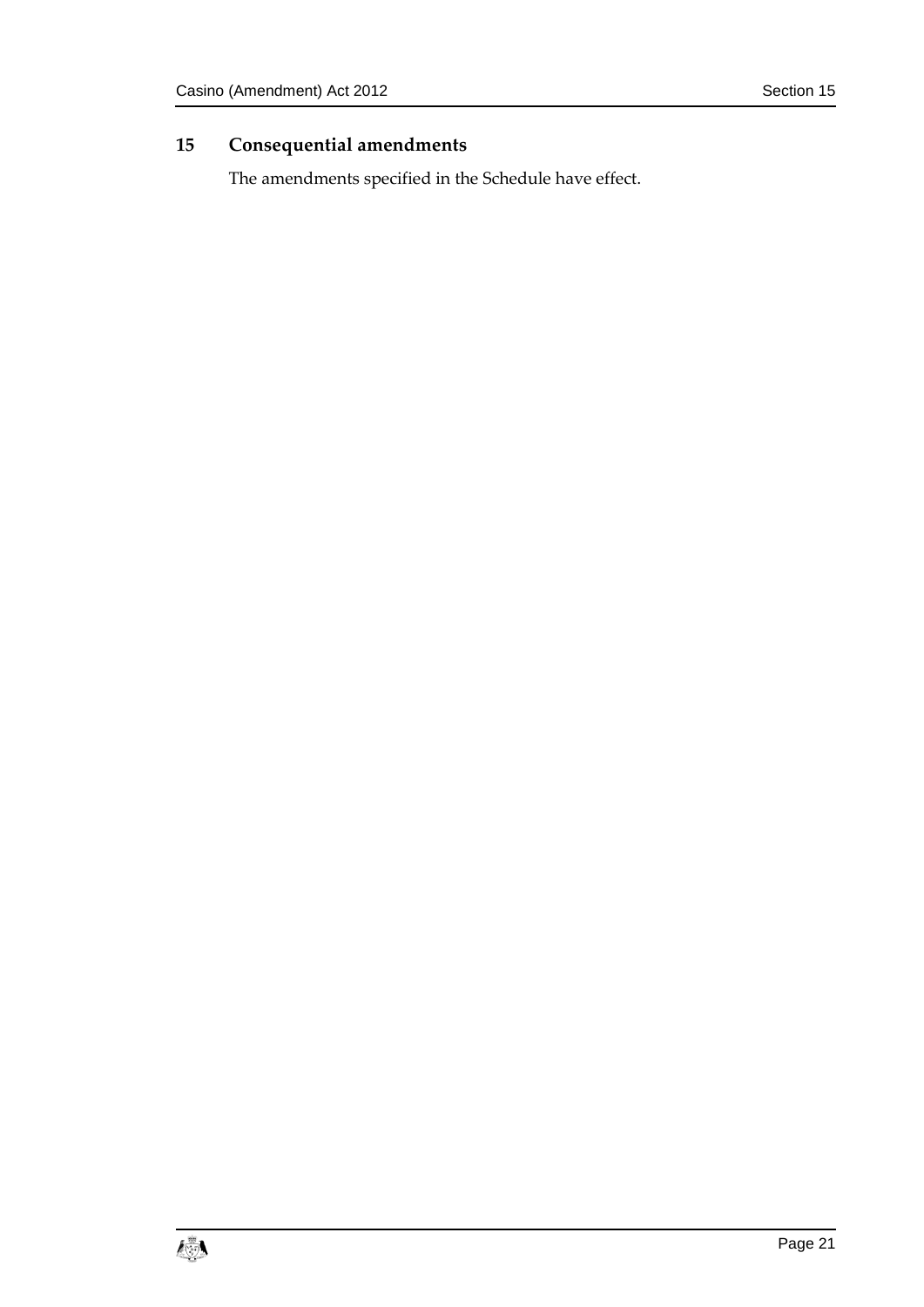## 15 Consequential amendments

The amendments specified in the Schedule have effect.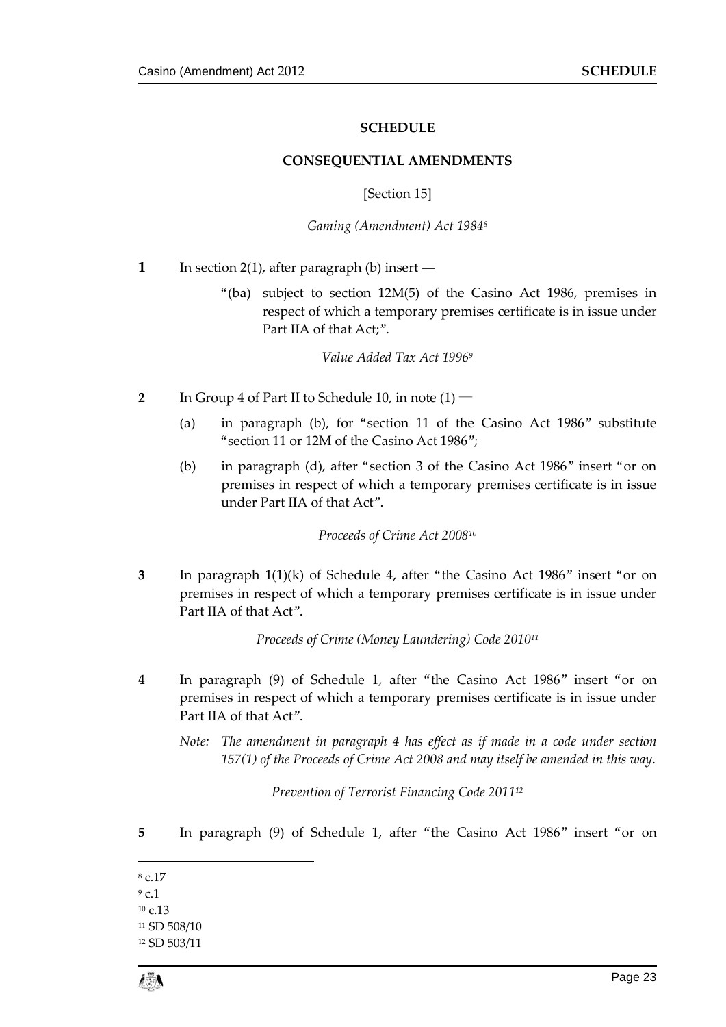# SCHEDULE

## CONSEQUENTIAL AMENDMENTS

[Section 15]

*Gaming (Amendment) Act 1984*[8]

**1** In section 2(1), after paragraph (b) insert —

"(ba) subject to section 12M(5) of the Casino Act 1986, premises in respect of which a temporary premises certificate is in issue under Part IIA of that Act;".

*Value Added Tax Act 1996*[9]

**2** In Group 4 of Part II to Schedule 10, in note (1) —

(a) in paragraph (b), for "section 11 of the Casino Act 1986" substitute "section 11 or 12M of the Casino Act 1986";

(b) in paragraph (d), after "section 3 of the Casino Act 1986" insert "or on premises in respect of which a temporary premises certificate is in issue under Part IIA of that Act".

*Proceeds of Crime Act 2008*[10]

**3** In paragraph 1(1)(k) of Schedule 4, after "the Casino Act 1986" insert "or on premises in respect of which a temporary premises certificate is in issue under Part IIA of that Act".

*Proceeds of Crime (Money Laundering) Code 2010*[11]

**4** In paragraph (9) of Schedule 1, after "the Casino Act 1986" insert "or on premises in respect of which a temporary premises certificate is in issue under Part IIA of that Act".

*Note: The amendment in paragraph 4 has effect as if made in a code under section 157(1) of the Proceeds of Crime Act 2008 and may itself be amended in this way.*

*Prevention of Terrorist Financing Code 2011*[12]

**5** In paragraph (9) of Schedule 1, after "the Casino Act 1986" insert "or on

---

[8] c.17
[9] c.1
[10] c.13
[11] SD 508/10
[12] SD 503/11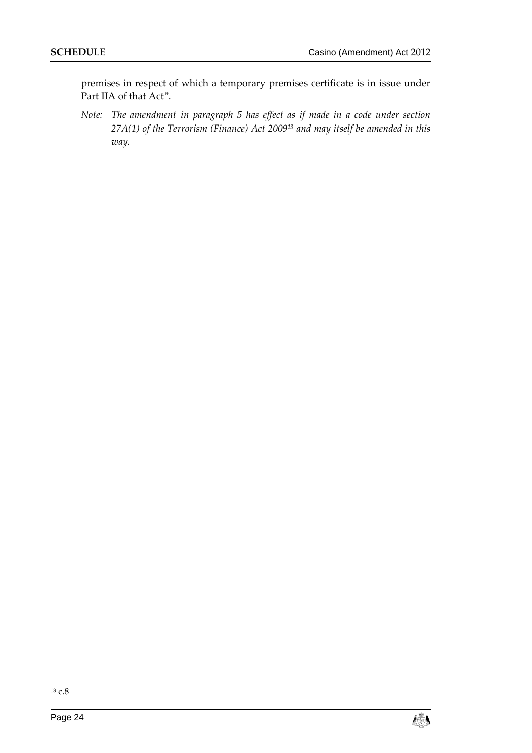premises in respect of which a temporary premises certificate is in issue under Part IIA of that Act".

*Note: The amendment in paragraph 5 has effect as if made in a code under section 27A(1) of the Terrorism (Finance) Act 2009*[13] *and may itself be amended in this way.*

[13] c.8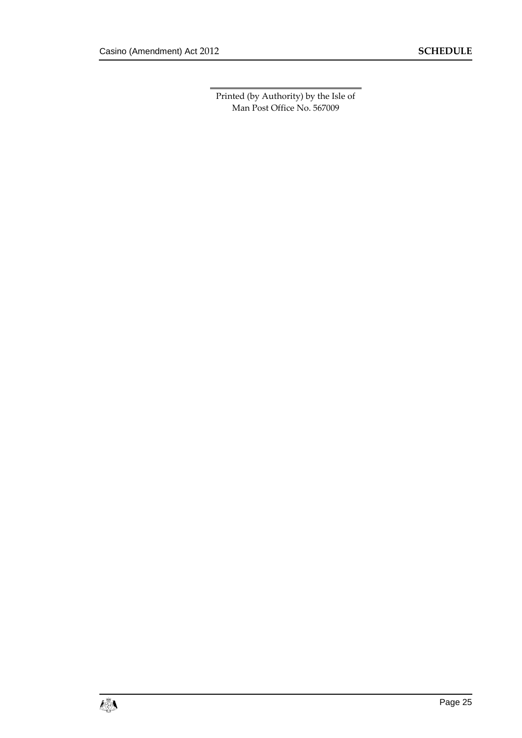Printed (by Authority) by the Isle of Man Post Office No. 567009